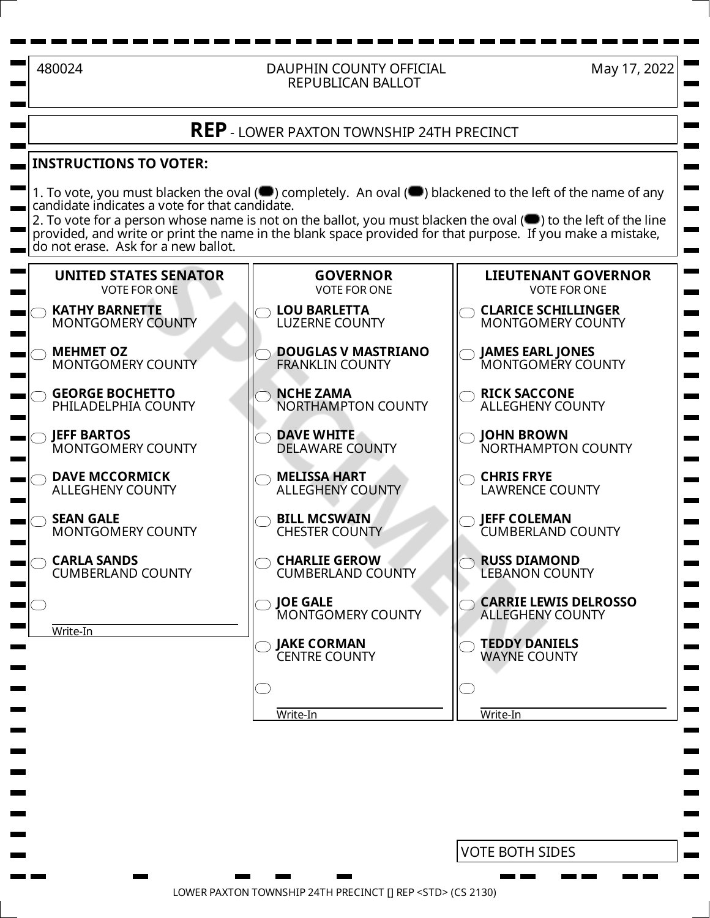480024

DAUPHIN COUNTY OFFICIAL
REPUBLICAN BALLOT

May 17, 2022

# REP - LOWER PAXTON TOWNSHIP 24TH PRECINCT

**INSTRUCTIONS TO VOTER:**

1. To vote, you must blacken the oval (⬬) completely. An oval (⬬) blackened to the left of the name of any candidate indicates a vote for that candidate.
2. To vote for a person whose name is not on the ballot, you must blacken the oval (⬬) to the left of the line provided, and write or print the name in the blank space provided for that purpose. If you make a mistake, do not erase. Ask for a new ballot.

## UNITED STATES SENATOR
VOTE FOR ONE

- **KATHY BARNETTE** MONTGOMERY COUNTY
- **MEHMET OZ** MONTGOMERY COUNTY
- **GEORGE BOCHETTO** PHILADELPHIA COUNTY
- **JEFF BARTOS** MONTGOMERY COUNTY
- **DAVE MCCORMICK** ALLEGHENY COUNTY
- **SEAN GALE** MONTGOMERY COUNTY
- **CARLA SANDS** CUMBERLAND COUNTY
- Write-In

## GOVERNOR
VOTE FOR ONE

- **LOU BARLETTA** LUZERNE COUNTY
- **DOUGLAS V MASTRIANO** FRANKLIN COUNTY
- **NCHE ZAMA** NORTHAMPTON COUNTY
- **DAVE WHITE** DELAWARE COUNTY
- **MELISSA HART** ALLEGHENY COUNTY
- **BILL MCSWAIN** CHESTER COUNTY
- **CHARLIE GEROW** CUMBERLAND COUNTY
- **JOE GALE** MONTGOMERY COUNTY
- **JAKE CORMAN** CENTRE COUNTY
- Write-In

## LIEUTENANT GOVERNOR
VOTE FOR ONE

- **CLARICE SCHILLINGER** MONTGOMERY COUNTY
- **JAMES EARL JONES** MONTGOMERY COUNTY
- **RICK SACCONE** ALLEGHENY COUNTY
- **JOHN BROWN** NORTHAMPTON COUNTY
- **CHRIS FRYE** LAWRENCE COUNTY
- **JEFF COLEMAN** CUMBERLAND COUNTY
- **RUSS DIAMOND** LEBANON COUNTY
- **CARRIE LEWIS DELROSSO** ALLEGHENY COUNTY
- **TEDDY DANIELS** WAYNE COUNTY
- Write-In

VOTE BOTH SIDES

LOWER PAXTON TOWNSHIP 24TH PRECINCT [] REP <STD> (CS 2130)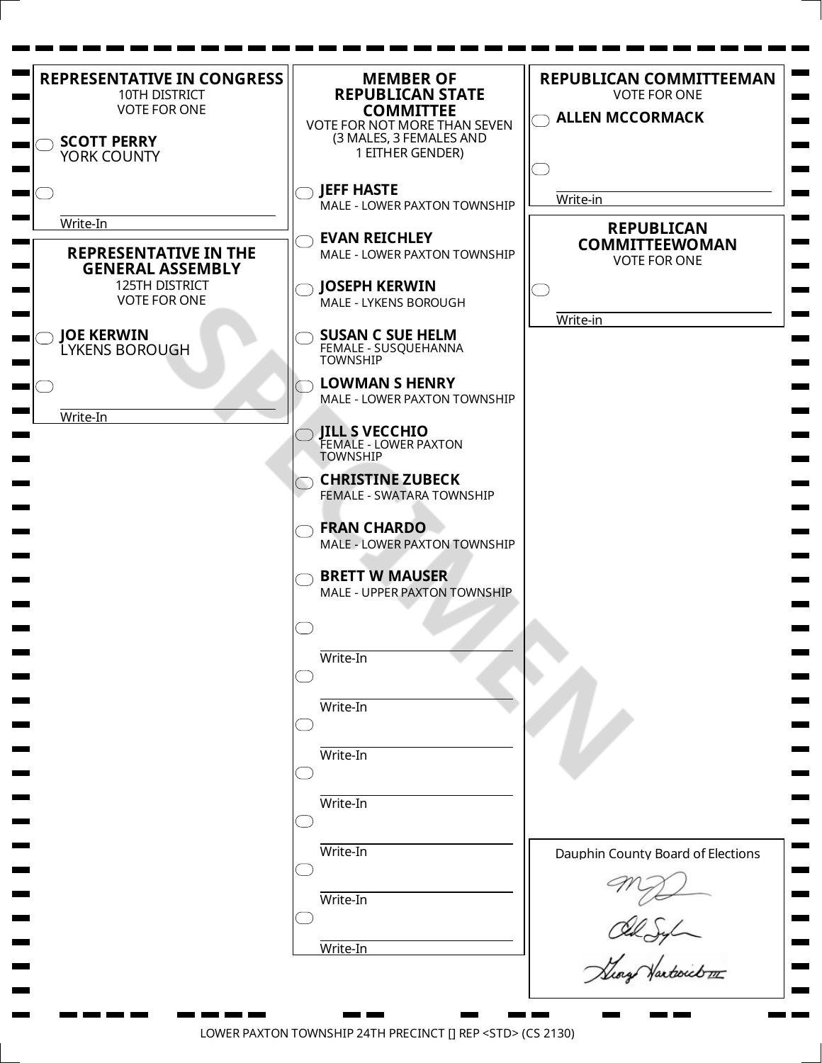## REPRESENTATIVE IN CONGRESS
10TH DISTRICT
VOTE FOR ONE

- **SCOTT PERRY**
  YORK COUNTY
- Write-In

## REPRESENTATIVE IN THE GENERAL ASSEMBLY
125TH DISTRICT
VOTE FOR ONE

- **JOE KERWIN**
  LYKENS BOROUGH
- Write-In

## MEMBER OF REPUBLICAN STATE COMMITTEE
VOTE FOR NOT MORE THAN SEVEN
(3 MALES, 3 FEMALES AND
1 EITHER GENDER)

- **JEFF HASTE**
  MALE - LOWER PAXTON TOWNSHIP
- **EVAN REICHLEY**
  MALE - LOWER PAXTON TOWNSHIP
- **JOSEPH KERWIN**
  MALE - LYKENS BOROUGH
- **SUSAN C SUE HELM**
  FEMALE - SUSQUEHANNA TOWNSHIP
- **LOWMAN S HENRY**
  MALE - LOWER PAXTON TOWNSHIP
- **JILL S VECCHIO**
  FEMALE - LOWER PAXTON TOWNSHIP
- **CHRISTINE ZUBECK**
  FEMALE - SWATARA TOWNSHIP
- **FRAN CHARDO**
  MALE - LOWER PAXTON TOWNSHIP
- **BRETT W MAUSER**
  MALE - UPPER PAXTON TOWNSHIP
- Write-In
- Write-In
- Write-In
- Write-In
- Write-In
- Write-In
- Write-In

## REPUBLICAN COMMITTEEMAN
VOTE FOR ONE

- **ALLEN MCCORMACK**
- Write-in

## REPUBLICAN COMMITTEEWOMAN
VOTE FOR ONE

- Write-in

Dauphin County Board of Elections

SPECIMEN

LOWER PAXTON TOWNSHIP 24TH PRECINCT [] REP <STD> (CS 2130)